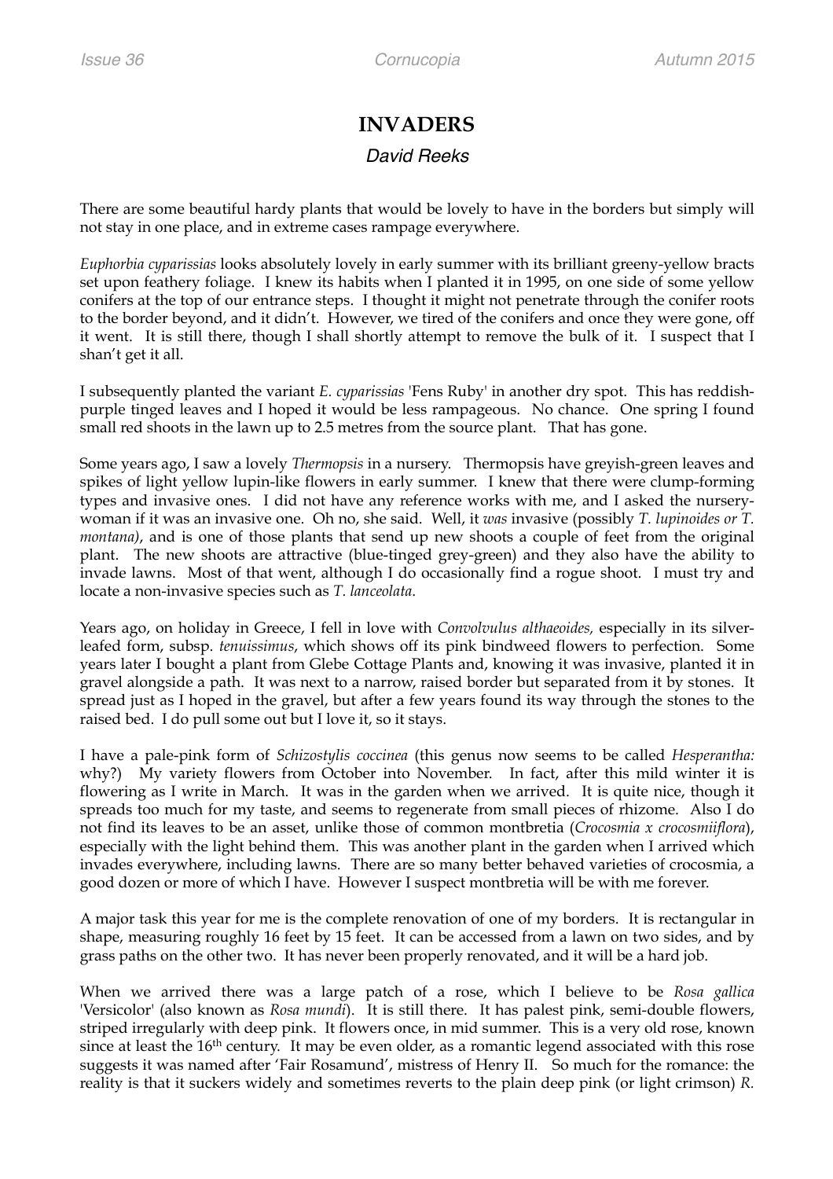# INVADERS

*David Reeks*

There are some beautiful hardy plants that would be lovely to have in the borders but simply will not stay in one place, and in extreme cases rampage everywhere.

*Euphorbia cyparissias* looks absolutely lovely in early summer with its brilliant greeny-yellow bracts set upon feathery foliage. I knew its habits when I planted it in 1995, on one side of some yellow conifers at the top of our entrance steps. I thought it might not penetrate through the conifer roots to the border beyond, and it didn't. However, we tired of the conifers and once they were gone, off it went. It is still there, though I shall shortly attempt to remove the bulk of it. I suspect that I shan't get it all.

I subsequently planted the variant *E. cyparissias* 'Fens Ruby' in another dry spot. This has reddish-purple tinged leaves and I hoped it would be less rampageous. No chance. One spring I found small red shoots in the lawn up to 2.5 metres from the source plant. That has gone.

Some years ago, I saw a lovely *Thermopsis* in a nursery. Thermopsis have greyish-green leaves and spikes of light yellow lupin-like flowers in early summer. I knew that there were clump-forming types and invasive ones. I did not have any reference works with me, and I asked the nursery-woman if it was an invasive one. Oh no, she said. Well, it *was* invasive (possibly *T. lupinoides or T. montana)*, and is one of those plants that send up new shoots a couple of feet from the original plant. The new shoots are attractive (blue-tinged grey-green) and they also have the ability to invade lawns. Most of that went, although I do occasionally find a rogue shoot. I must try and locate a non-invasive species such as *T. lanceolata*.

Years ago, on holiday in Greece, I fell in love with *Convolvulus althaeoides,* especially in its silver-leafed form, subsp. *tenuissimus*, which shows off its pink bindweed flowers to perfection. Some years later I bought a plant from Glebe Cottage Plants and, knowing it was invasive, planted it in gravel alongside a path. It was next to a narrow, raised border but separated from it by stones. It spread just as I hoped in the gravel, but after a few years found its way through the stones to the raised bed. I do pull some out but I love it, so it stays.

I have a pale-pink form of *Schizostylis coccinea* (this genus now seems to be called *Hesperantha:* why?) My variety flowers from October into November. In fact, after this mild winter it is flowering as I write in March. It was in the garden when we arrived. It is quite nice, though it spreads too much for my taste, and seems to regenerate from small pieces of rhizome. Also I do not find its leaves to be an asset, unlike those of common montbretia (*Crocosmia x crocosmiiflora*), especially with the light behind them. This was another plant in the garden when I arrived which invades everywhere, including lawns. There are so many better behaved varieties of crocosmia, a good dozen or more of which I have. However I suspect montbretia will be with me forever.

A major task this year for me is the complete renovation of one of my borders. It is rectangular in shape, measuring roughly 16 feet by 15 feet. It can be accessed from a lawn on two sides, and by grass paths on the other two. It has never been properly renovated, and it will be a hard job.

When we arrived there was a large patch of a rose, which I believe to be *Rosa gallica* 'Versicolor' (also known as *Rosa mundi*). It is still there. It has palest pink, semi-double flowers, striped irregularly with deep pink. It flowers once, in mid summer. This is a very old rose, known since at least the 16th century. It may be even older, as a romantic legend associated with this rose suggests it was named after 'Fair Rosamund', mistress of Henry II. So much for the romance: the reality is that it suckers widely and sometimes reverts to the plain deep pink (or light crimson) *R.*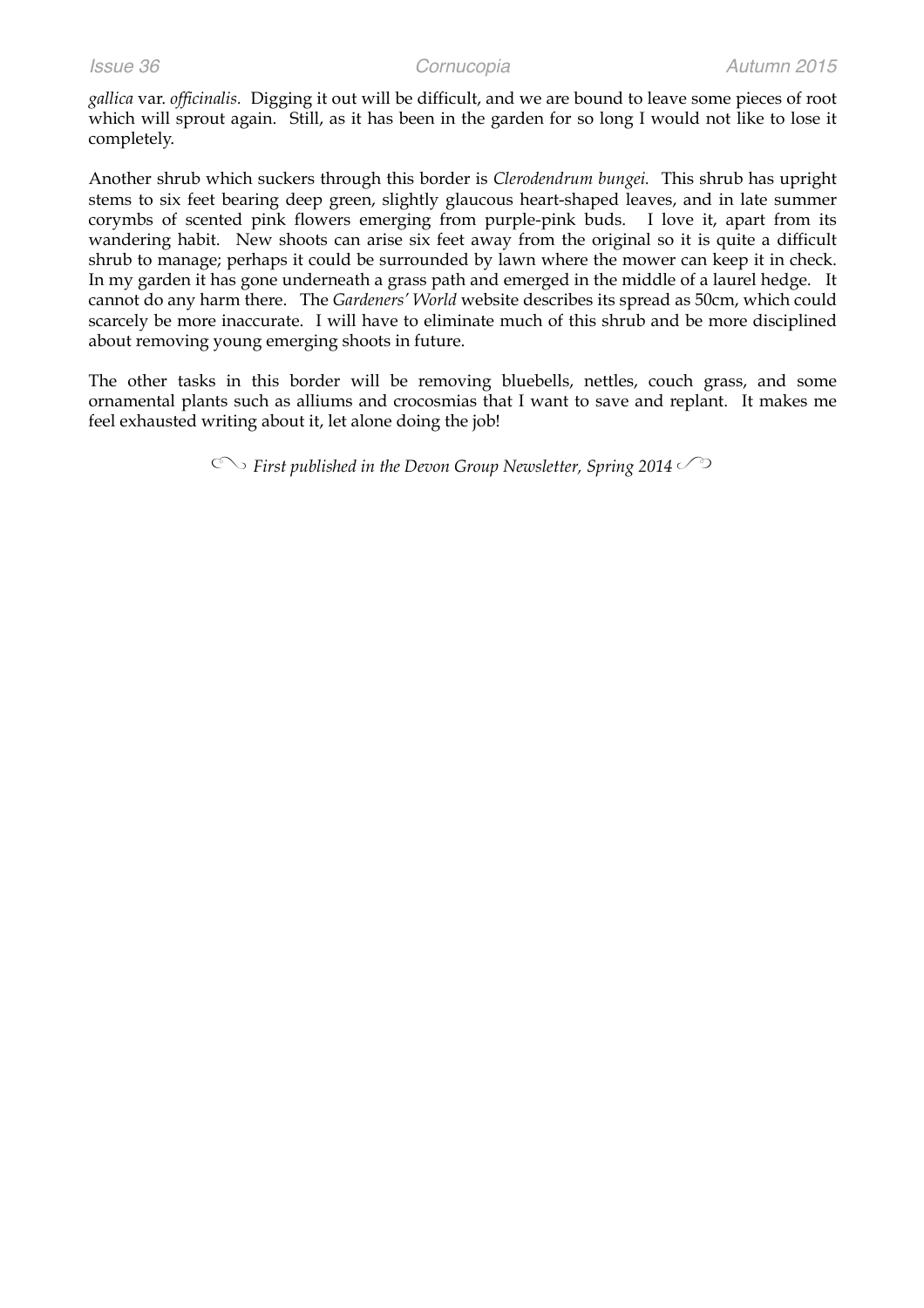*gallica* var. *officinalis.* Digging it out will be difficult, and we are bound to leave some pieces of root which will sprout again. Still, as it has been in the garden for so long I would not like to lose it completely.

Another shrub which suckers through this border is *Clerodendrum bungei.* This shrub has upright stems to six feet bearing deep green, slightly glaucous heart-shaped leaves, and in late summer corymbs of scented pink flowers emerging from purple-pink buds. I love it, apart from its wandering habit. New shoots can arise six feet away from the original so it is quite a difficult shrub to manage; perhaps it could be surrounded by lawn where the mower can keep it in check. In my garden it has gone underneath a grass path and emerged in the middle of a laurel hedge. It cannot do any harm there. The *Gardeners' World* website describes its spread as 50cm, which could scarcely be more inaccurate. I will have to eliminate much of this shrub and be more disciplined about removing young emerging shoots in future.

The other tasks in this border will be removing bluebells, nettles, couch grass, and some ornamental plants such as alliums and crocosmias that I want to save and replant. It makes me feel exhausted writing about it, let alone doing the job!

*First published in the Devon Group Newsletter, Spring 2014*